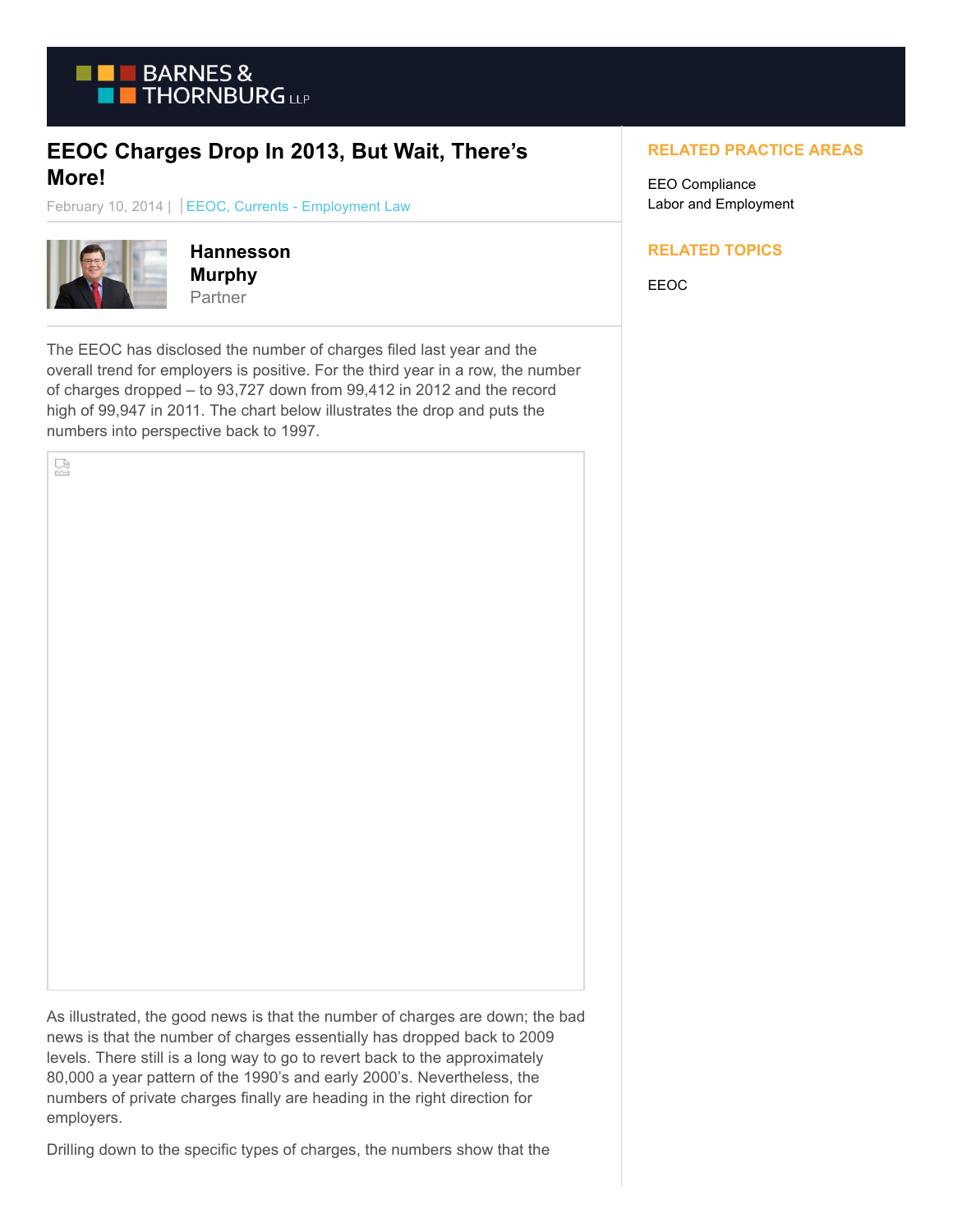# EEOC Charges Drop In 2013, But Wait, There's More!

February 10, 2014 | EEOC, Currents - Employment Law

**Hannesson Murphy**
Partner

The EEOC has disclosed the number of charges filed last year and the overall trend for employers is positive. For the third year in a row, the number of charges dropped – to 93,727 down from 99,412 in 2012 and the record high of 99,947 in 2011. The chart below illustrates the drop and puts the numbers into perspective back to 1997.

As illustrated, the good news is that the number of charges are down; the bad news is that the number of charges essentially has dropped back to 2009 levels. There still is a long way to go to revert back to the approximately 80,000 a year pattern of the 1990's and early 2000's. Nevertheless, the numbers of private charges finally are heading in the right direction for employers.

Drilling down to the specific types of charges, the numbers show that the

## RELATED PRACTICE AREAS

EEO Compliance
Labor and Employment

## RELATED TOPICS

EEOC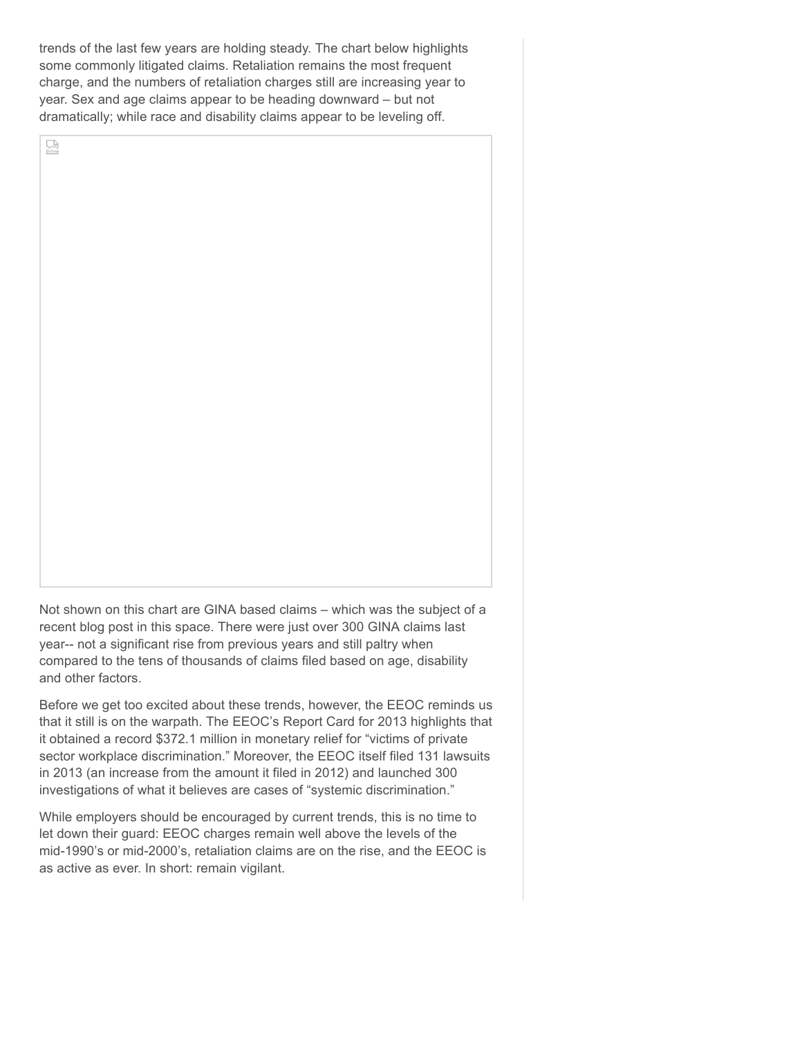trends of the last few years are holding steady. The chart below highlights some commonly litigated claims. Retaliation remains the most frequent charge, and the numbers of retaliation charges still are increasing year to year. Sex and age claims appear to be heading downward – but not dramatically; while race and disability claims appear to be leveling off.

Not shown on this chart are GINA based claims – which was the subject of a recent blog post in this space. There were just over 300 GINA claims last year-- not a significant rise from previous years and still paltry when compared to the tens of thousands of claims filed based on age, disability and other factors.

Before we get too excited about these trends, however, the EEOC reminds us that it still is on the warpath. The EEOC's Report Card for 2013 highlights that it obtained a record $372.1 million in monetary relief for "victims of private sector workplace discrimination." Moreover, the EEOC itself filed 131 lawsuits in 2013 (an increase from the amount it filed in 2012) and launched 300 investigations of what it believes are cases of "systemic discrimination."

While employers should be encouraged by current trends, this is no time to let down their guard: EEOC charges remain well above the levels of the mid-1990's or mid-2000's, retaliation claims are on the rise, and the EEOC is as active as ever. In short: remain vigilant.